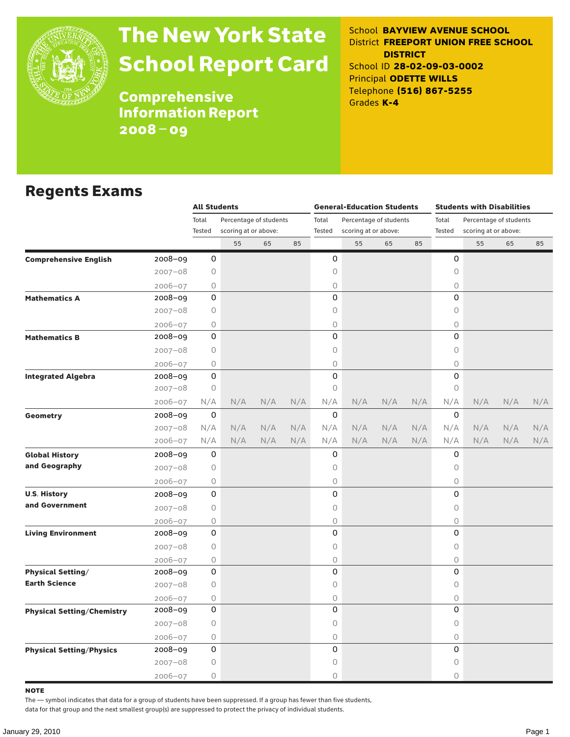# The New York State School Report Card

## Comprehensive Information Report 2008–09

School **BAYVIEW AVENUE SCHOOL**
District **FREEPORT UNION FREE SCHOOL DISTRICT**
School ID **28-02-09-03-0002**
Principal **ODETTE WILLS**
Telephone **(516) 867-5255**
Grades **K-4**

## Regents Exams

| | | All Students | | | | General-Education Students | | | | Students with Disabilities | | | |
|---|---|---|---|---|---|---|---|---|---|---|---|---|---|
| | | Total Tested | Percentage of students scoring at or above: | | | Total Tested | Percentage of students scoring at or above: | | | Total Tested | Percentage of students scoring at or above: | | |
| | | | 55 | 65 | 85 | | 55 | 65 | 85 | | 55 | 65 | 85 |
| **Comprehensive English** | 2008–09 | 0 | | | | 0 | | | | 0 | | | |
| | 2007–08 | 0 | | | | 0 | | | | 0 | | | |
| | 2006–07 | 0 | | | | 0 | | | | 0 | | | |
| **Mathematics A** | 2008–09 | 0 | | | | 0 | | | | 0 | | | |
| | 2007–08 | 0 | | | | 0 | | | | 0 | | | |
| | 2006–07 | 0 | | | | 0 | | | | 0 | | | |
| **Mathematics B** | 2008–09 | 0 | | | | 0 | | | | 0 | | | |
| | 2007–08 | 0 | | | | 0 | | | | 0 | | | |
| | 2006–07 | 0 | | | | 0 | | | | 0 | | | |
| **Integrated Algebra** | 2008–09 | 0 | | | | 0 | | | | 0 | | | |
| | 2007–08 | 0 | | | | 0 | | | | 0 | | | |
| | 2006–07 | N/A | N/A | N/A | N/A | N/A | N/A | N/A | N/A | N/A | N/A | N/A | N/A |
| **Geometry** | 2008–09 | 0 | | | | 0 | | | | 0 | | | |
| | 2007–08 | N/A | N/A | N/A | N/A | N/A | N/A | N/A | N/A | N/A | N/A | N/A | N/A |
| | 2006–07 | N/A | N/A | N/A | N/A | N/A | N/A | N/A | N/A | N/A | N/A | N/A | N/A |
| **Global History and Geography** | 2008–09 | 0 | | | | 0 | | | | 0 | | | |
| | 2007–08 | 0 | | | | 0 | | | | 0 | | | |
| | 2006–07 | 0 | | | | 0 | | | | 0 | | | |
| **U.S. History and Government** | 2008–09 | 0 | | | | 0 | | | | 0 | | | |
| | 2007–08 | 0 | | | | 0 | | | | 0 | | | |
| | 2006–07 | 0 | | | | 0 | | | | 0 | | | |
| **Living Environment** | 2008–09 | 0 | | | | 0 | | | | 0 | | | |
| | 2007–08 | 0 | | | | 0 | | | | 0 | | | |
| | 2006–07 | 0 | | | | 0 | | | | 0 | | | |
| **Physical Setting/ Earth Science** | 2008–09 | 0 | | | | 0 | | | | 0 | | | |
| | 2007–08 | 0 | | | | 0 | | | | 0 | | | |
| | 2006–07 | 0 | | | | 0 | | | | 0 | | | |
| **Physical Setting/Chemistry** | 2008–09 | 0 | | | | 0 | | | | 0 | | | |
| | 2007–08 | 0 | | | | 0 | | | | 0 | | | |
| | 2006–07 | 0 | | | | 0 | | | | 0 | | | |
| **Physical Setting/Physics** | 2008–09 | 0 | | | | 0 | | | | 0 | | | |
| | 2007–08 | 0 | | | | 0 | | | | 0 | | | |
| | 2006–07 | 0 | | | | 0 | | | | 0 | | | |

**NOTE**

The — symbol indicates that data for a group of students have been suppressed. If a group has fewer than five students, data for that group and the next smallest group(s) are suppressed to protect the privacy of individual students.

January 29, 2010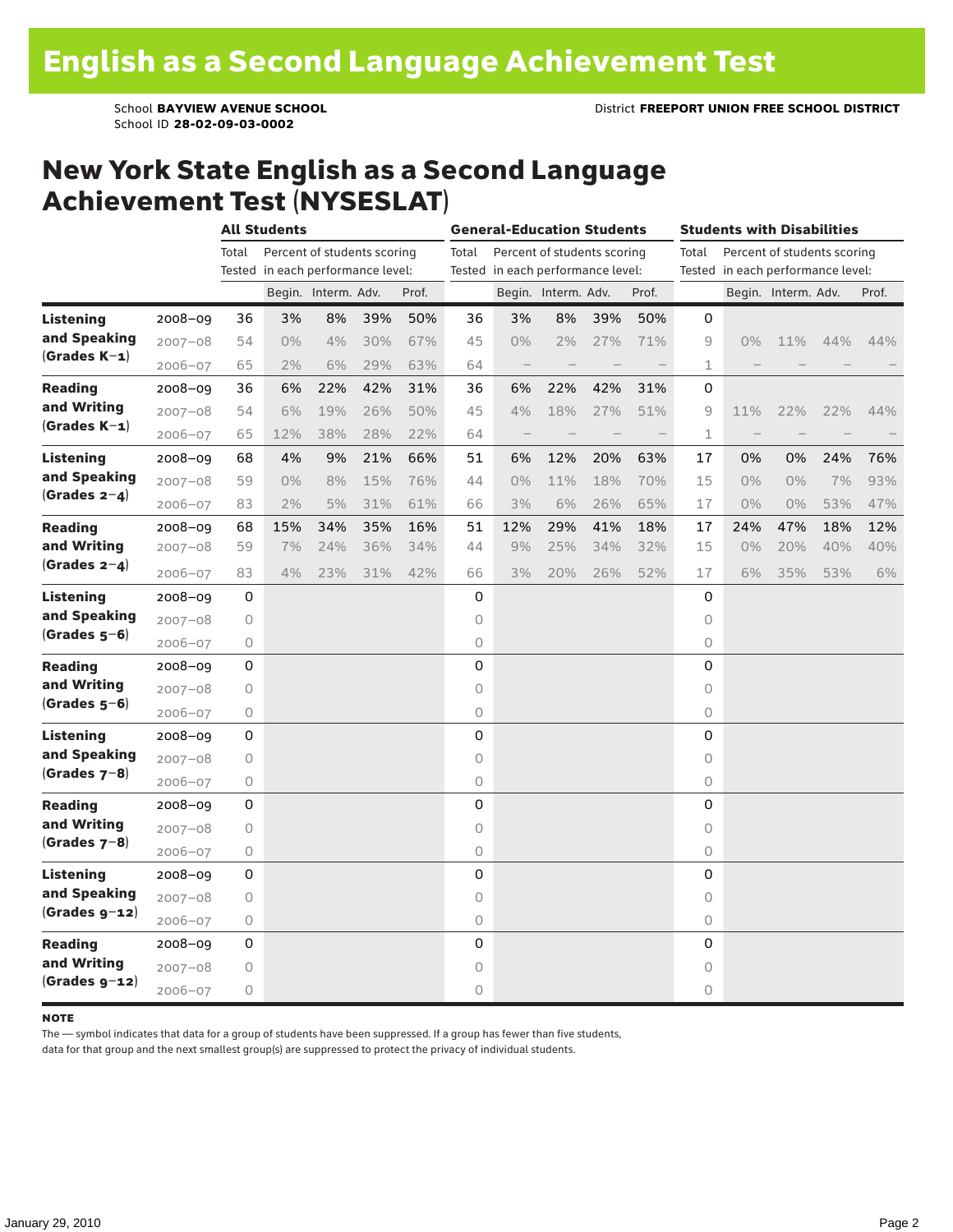# English as a Second Language Achievement Test

School **BAYVIEW AVENUE SCHOOL** District **FREEPORT UNION FREE SCHOOL DISTRICT**
School ID **28-02-09-03-0002**

## New York State English as a Second Language Achievement Test (NYSESLAT)

| | | All Students | | | | | General-Education Students | | | | | Students with Disabilities | | | | |
|---|---|---|---|---|---|---|---|---|---|---|---|---|---|---|---|---|
| | | Total Tested | Percent of students scoring in each performance level: | | | | Total Tested | Percent of students scoring in each performance level: | | | | Total Tested | Percent of students scoring in each performance level: | | | |
| | | | Begin. | Interm. | Adv. | Prof. | | Begin. | Interm. | Adv. | Prof. | | Begin. | Interm. | Adv. | Prof. |
| **Listening and Speaking (Grades K–1)** | 2008–09 | 36 | 3% | 8% | 39% | 50% | 36 | 3% | 8% | 39% | 50% | 0 | | | | |
| | 2007–08 | 54 | 0% | 4% | 30% | 67% | 45 | 0% | 2% | 27% | 71% | 9 | 0% | 11% | 44% | 44% |
| | 2006–07 | 65 | 2% | 6% | 29% | 63% | 64 | – | – | – | – | 1 | – | – | – | – |
| **Reading and Writing (Grades K–1)** | 2008–09 | 36 | 6% | 22% | 42% | 31% | 36 | 6% | 22% | 42% | 31% | 0 | | | | |
| | 2007–08 | 54 | 6% | 19% | 26% | 50% | 45 | 4% | 18% | 27% | 51% | 9 | 11% | 22% | 22% | 44% |
| | 2006–07 | 65 | 12% | 38% | 28% | 22% | 64 | – | – | – | – | 1 | – | – | – | – |
| **Listening and Speaking (Grades 2–4)** | 2008–09 | 68 | 4% | 9% | 21% | 66% | 51 | 6% | 12% | 20% | 63% | 17 | 0% | 0% | 24% | 76% |
| | 2007–08 | 59 | 0% | 8% | 15% | 76% | 44 | 0% | 11% | 18% | 70% | 15 | 0% | 0% | 7% | 93% |
| | 2006–07 | 83 | 2% | 5% | 31% | 61% | 66 | 3% | 6% | 26% | 65% | 17 | 0% | 0% | 53% | 47% |
| **Reading and Writing (Grades 2–4)** | 2008–09 | 68 | 15% | 34% | 35% | 16% | 51 | 12% | 29% | 41% | 18% | 17 | 24% | 47% | 18% | 12% |
| | 2007–08 | 59 | 7% | 24% | 36% | 34% | 44 | 9% | 25% | 34% | 32% | 15 | 0% | 20% | 40% | 40% |
| | 2006–07 | 83 | 4% | 23% | 31% | 42% | 66 | 3% | 20% | 26% | 52% | 17 | 6% | 35% | 53% | 6% |
| **Listening and Speaking (Grades 5–6)** | 2008–09 | 0 | | | | | 0 | | | | | 0 | | | | |
| | 2007–08 | 0 | | | | | 0 | | | | | 0 | | | | |
| | 2006–07 | 0 | | | | | 0 | | | | | 0 | | | | |
| **Reading and Writing (Grades 5–6)** | 2008–09 | 0 | | | | | 0 | | | | | 0 | | | | |
| | 2007–08 | 0 | | | | | 0 | | | | | 0 | | | | |
| | 2006–07 | 0 | | | | | 0 | | | | | 0 | | | | |
| **Listening and Speaking (Grades 7–8)** | 2008–09 | 0 | | | | | 0 | | | | | 0 | | | | |
| | 2007–08 | 0 | | | | | 0 | | | | | 0 | | | | |
| | 2006–07 | 0 | | | | | 0 | | | | | 0 | | | | |
| **Reading and Writing (Grades 7–8)** | 2008–09 | 0 | | | | | 0 | | | | | 0 | | | | |
| | 2007–08 | 0 | | | | | 0 | | | | | 0 | | | | |
| | 2006–07 | 0 | | | | | 0 | | | | | 0 | | | | |
| **Listening and Speaking (Grades 9–12)** | 2008–09 | 0 | | | | | 0 | | | | | 0 | | | | |
| | 2007–08 | 0 | | | | | 0 | | | | | 0 | | | | |
| | 2006–07 | 0 | | | | | 0 | | | | | 0 | | | | |
| **Reading and Writing (Grades 9–12)** | 2008–09 | 0 | | | | | 0 | | | | | 0 | | | | |
| | 2007–08 | 0 | | | | | 0 | | | | | 0 | | | | |
| | 2006–07 | 0 | | | | | 0 | | | | | 0 | | | | |

**NOTE**

The — symbol indicates that data for a group of students have been suppressed. If a group has fewer than five students, data for that group and the next smallest group(s) are suppressed to protect the privacy of individual students.

January 29, 2010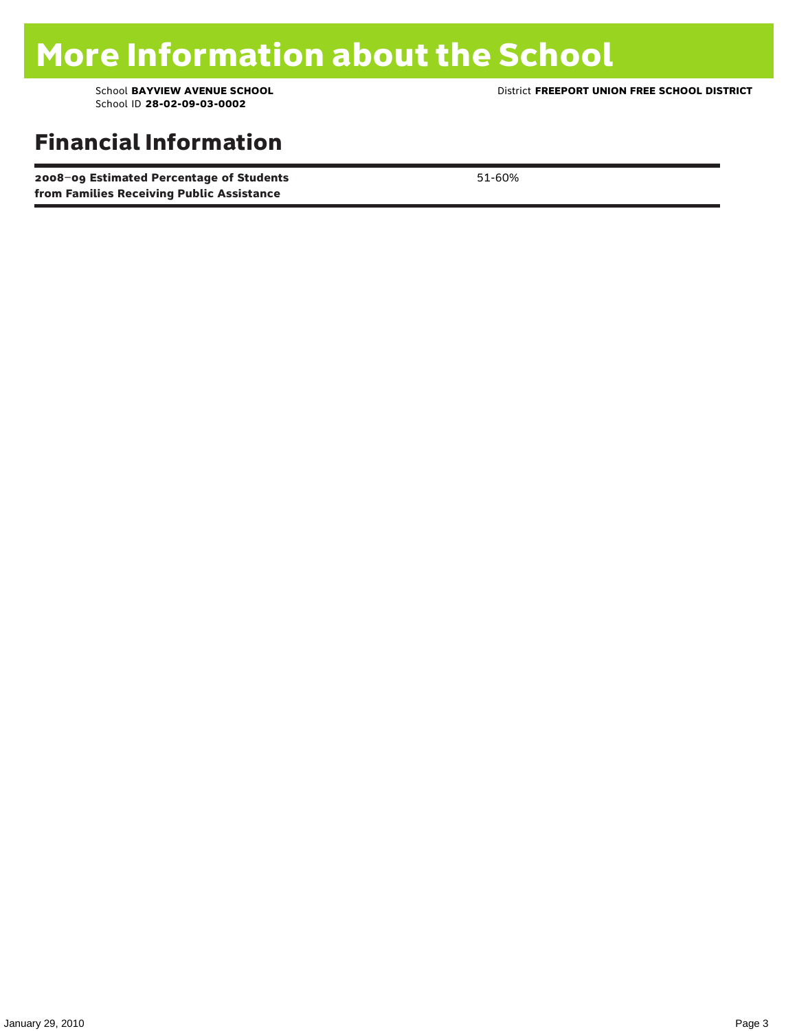# More Information about the School

School **BAYVIEW AVENUE SCHOOL**
School ID **28-02-09-03-0002**

District **FREEPORT UNION FREE SCHOOL DISTRICT**

## Financial Information

| | |
|---|---|
| **2008–09 Estimated Percentage of Students from Families Receiving Public Assistance** | 51-60% |